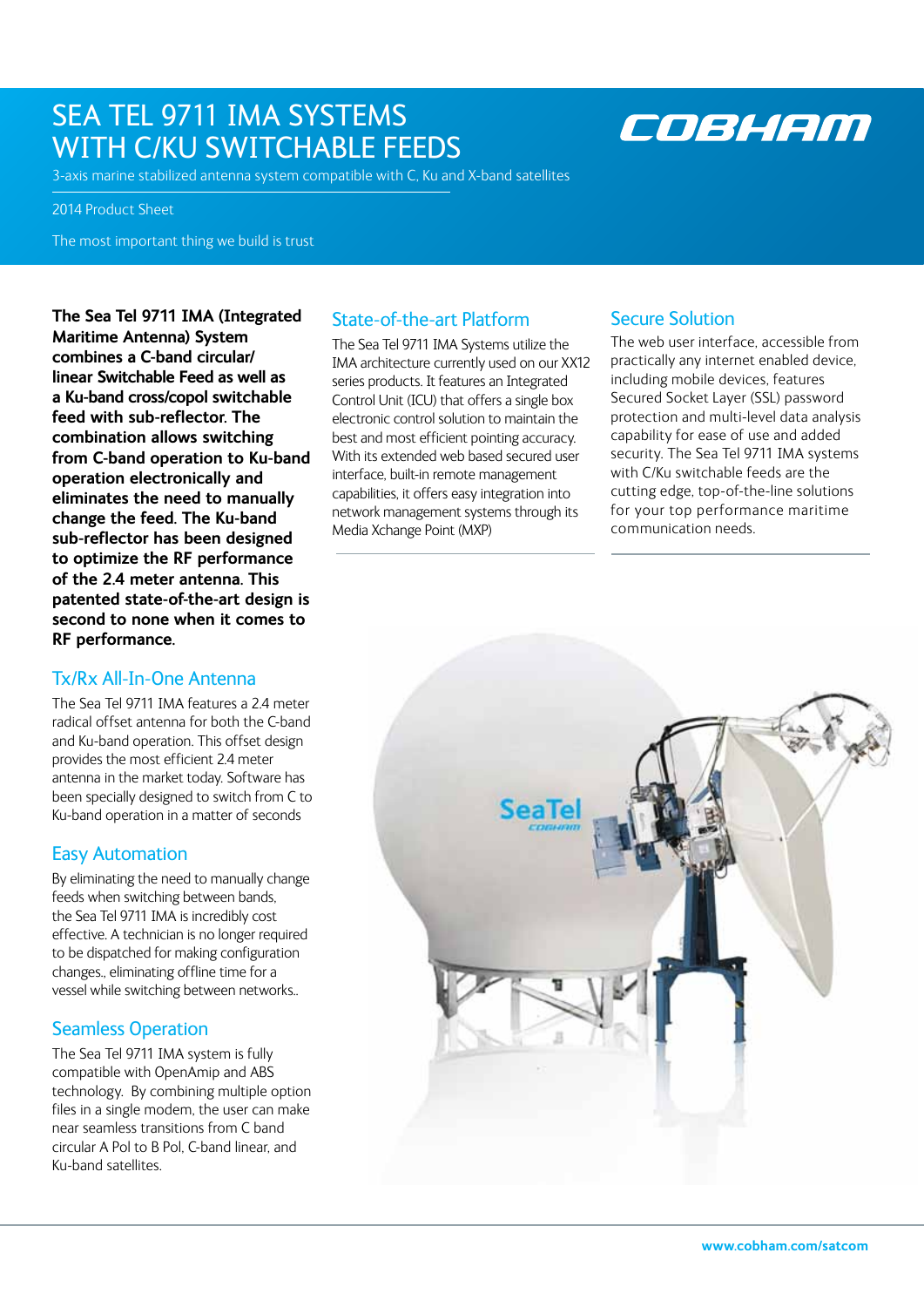# SEA TEL 9711 IMA SYSTEMS WITH C/KU SWITCHABLE FEEDS

3-axis marine stabilized antenna system compatible with C, Ku and X-band satellites

2014 Product Sheet

The most important thing we build is trust

**The Sea Tel 9711 IMA (Integrated Maritime Antenna) System combines a C-band circular/ linear Switchable Feed as well as a Ku-band cross/copol switchable feed with sub-reflector. The combination allows switching from C-band operation to Ku-band operation electronically and eliminates the need to manually change the feed. The Ku-band sub-reflector has been designed to optimize the RF performance of the 2.4 meter antenna. This patented state-of-the-art design is second to none when it comes to RF performance.**

## Tx/Rx All-In-One Antenna

The Sea Tel 9711 IMA features a 2.4 meter radical offset antenna for both the C-band and Ku-band operation. This offset design provides the most efficient 2.4 meter antenna in the market today. Software has been specially designed to switch from C to Ku-band operation in a matter of seconds

## Easy Automation

By eliminating the need to manually change feeds when switching between bands, the Sea Tel 9711 IMA is incredibly cost effective. A technician is no longer required to be dispatched for making configuration changes., eliminating offline time for a vessel while switching between networks..

## Seamless Operation

The Sea Tel 9711 IMA system is fully compatible with OpenAmip and ABS technology. By combining multiple option files in a single modem, the user can make near seamless transitions from C band circular A Pol to B Pol, C-band linear, and Ku-band satellites.

## State-of-the-art Platform

The Sea Tel 9711 IMA Systems utilize the IMA architecture currently used on our XX12 series products. It features an Integrated Control Unit (ICU) that offers a single box electronic control solution to maintain the best and most efficient pointing accuracy. With its extended web based secured user interface, built-in remote management capabilities, it offers easy integration into network management systems through its Media Xchange Point (MXP)

## Secure Solution

The web user interface, accessible from practically any internet enabled device, including mobile devices, features Secured Socket Layer (SSL) password protection and multi-level data analysis capability for ease of use and added security. The Sea Tel 9711 IMA systems with C/Ku switchable feeds are the cutting edge, top-of-the-line solutions for your top performance maritime communication needs.

www.cobham.com/satcom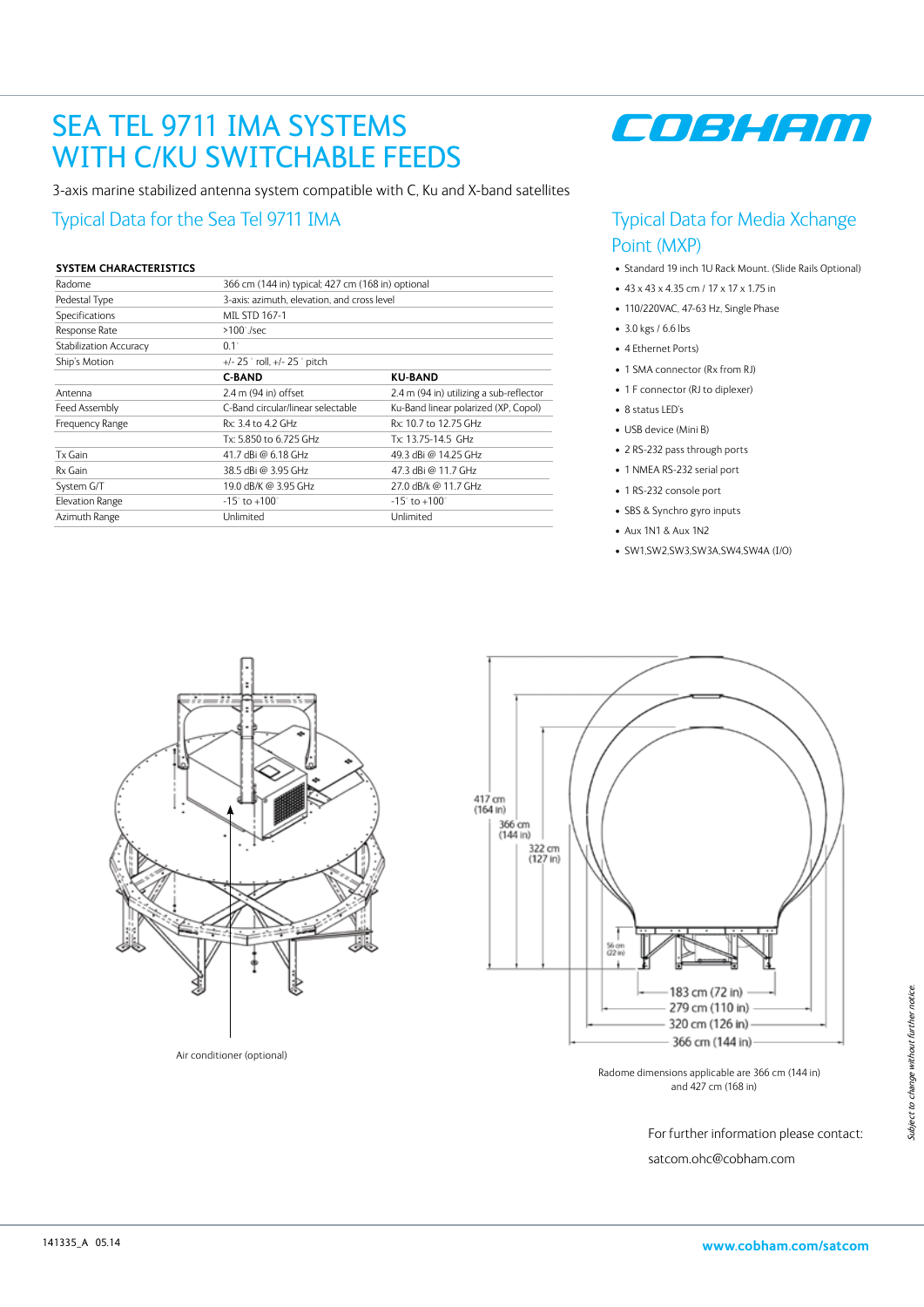# SEA TEL 9711 IMA SYSTEMS WITH C/KU SWITCHABLE FEEDS

COBHAM

3-axis marine stabilized antenna system compatible with C, Ku and X-band satellites

## Typical Data for the Sea Tel 9711 IMA

**SYSTEM CHARACTERISTICS**

| | | |
|---|---|---|
| Radome | 366 cm (144 in) typical; 427 cm (168 in) optional | |
| Pedestal Type | 3-axis: azimuth, elevation, and cross level | |
| Specifications | MIL STD 167-1 | |
| Response Rate | >100°/sec | |
| Stabilization Accuracy | 0.1° | |
| Ship's Motion | +/- 25° roll, +/- 25° pitch | |
| | **C-BAND** | **KU-BAND** |
| Antenna | 2.4 m (94 in) offset | 2.4 m (94 in) utilizing a sub-reflector |
| Feed Assembly | C-Band circular/linear selectable | Ku-Band linear polarized (XP, Copol) |
| Frequency Range | Rx: 3.4 to 4.2 GHz | Rx: 10.7 to 12.75 GHz |
| | Tx: 5.850 to 6.725 GHz | Tx: 13.75-14.5 GHz |
| Tx Gain | 41.7 dBi @ 6.18 GHz | 49.3 dBi @ 14.25 GHz |
| Rx Gain | 38.5 dBi @ 3.95 GHz | 47.3 dBi @ 11.7 GHz |
| System G/T | 19.0 dB/K @ 3.95 GHz | 27.0 dB/k @ 11.7 GHz |
| Elevation Range | -15° to +100° | -15° to +100° |
| Azimuth Range | Unlimited | Unlimited |

## Typical Data for Media Xchange Point (MXP)

- Standard 19 inch 1U Rack Mount. (Slide Rails Optional)
- 43 x 43 x 4.35 cm / 17 x 17 x 1.75 in
- 110/220VAC, 47-63 Hz, Single Phase
- 3.0 kgs / 6.6 lbs
- 4 Ethernet Ports)
- 1 SMA connector (Rx from RJ)
- 1 F connector (RJ to diplexer)
- 8 status LED's
- USB device (Mini B)
- 2 RS-232 pass through ports
- 1 NMEA RS-232 serial port
- 1 RS-232 console port
- SBS & Synchro gyro inputs
- Aux 1N1 & Aux 1N2
- SW1,SW2,SW3,SW3A,SW4,SW4A (I/O)

Air conditioner (optional)

417 cm (164 in)
366 cm (144 in)
322 cm (127 in)
56 cm (22 in)
183 cm (72 in)
279 cm (110 in)
320 cm (126 in)
366 cm (144 in)

Radome dimensions applicable are 366 cm (144 in) and 427 cm (168 in)

For further information please contact:

satcom.ohc@cobham.com

*Subject to change without further notice.*

141335_A 05.14

www.cobham.com/satcom